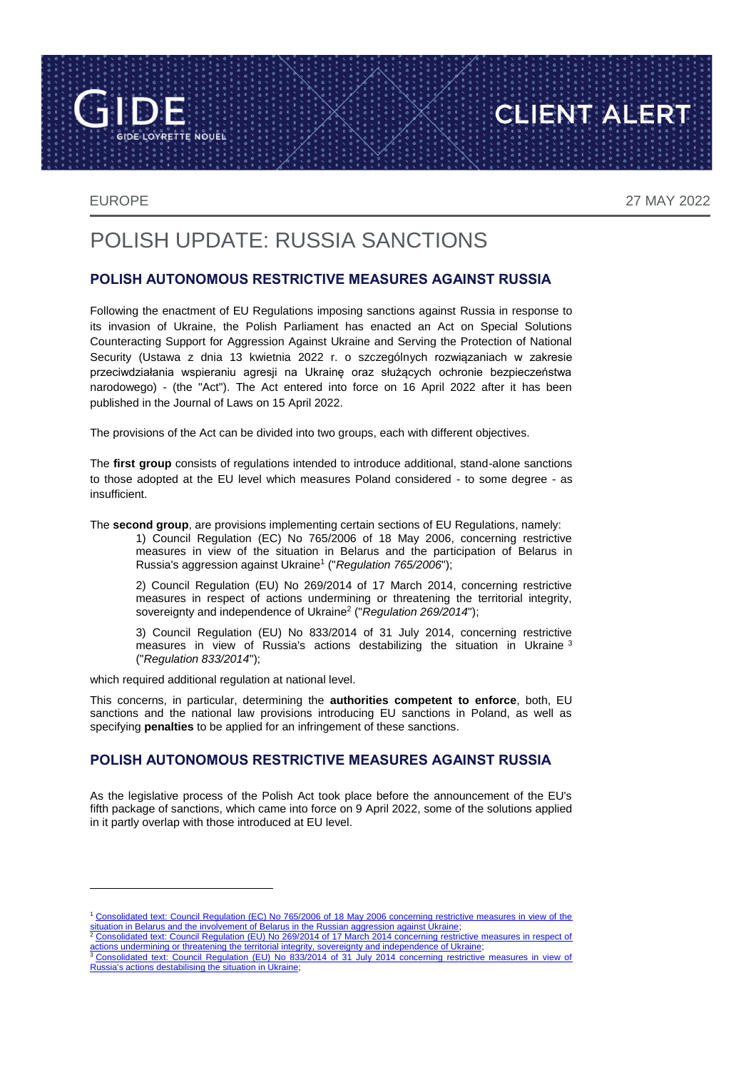GIDE LOYRETTE NOUEL — CLIENT ALERT

EUROPE

27 MAY 2022

# POLISH UPDATE: RUSSIA SANCTIONS

## POLISH AUTONOMOUS RESTRICTIVE MEASURES AGAINST RUSSIA

Following the enactment of EU Regulations imposing sanctions against Russia in response to its invasion of Ukraine, the Polish Parliament has enacted an Act on Special Solutions Counteracting Support for Aggression Against Ukraine and Serving the Protection of National Security (Ustawa z dnia 13 kwietnia 2022 r. o szczególnych rozwiązaniach w zakresie przeciwdziałania wspieraniu agresji na Ukrainę oraz służących ochronie bezpieczeństwa narodowego) - (the "Act"). The Act entered into force on 16 April 2022 after it has been published in the Journal of Laws on 15 April 2022.

The provisions of the Act can be divided into two groups, each with different objectives.

The **first group** consists of regulations intended to introduce additional, stand-alone sanctions to those adopted at the EU level which measures Poland considered - to some degree - as insufficient.

The **second group**, are provisions implementing certain sections of EU Regulations, namely:

1) Council Regulation (EC) No 765/2006 of 18 May 2006, concerning restrictive measures in view of the situation in Belarus and the participation of Belarus in Russia's aggression against Ukraine[1] ("*Regulation 765/2006*");

2) Council Regulation (EU) No 269/2014 of 17 March 2014, concerning restrictive measures in respect of actions undermining or threatening the territorial integrity, sovereignty and independence of Ukraine[2] ("*Regulation 269/2014*");

3) Council Regulation (EU) No 833/2014 of 31 July 2014, concerning restrictive measures in view of Russia's actions destabilizing the situation in Ukraine[3] ("*Regulation 833/2014*");

which required additional regulation at national level.

This concerns, in particular, determining the **authorities competent to enforce**, both, EU sanctions and the national law provisions introducing EU sanctions in Poland, as well as specifying **penalties** to be applied for an infringement of these sanctions.

## POLISH AUTONOMOUS RESTRICTIVE MEASURES AGAINST RUSSIA

As the legislative process of the Polish Act took place before the announcement of the EU's fifth package of sanctions, which came into force on 9 April 2022, some of the solutions applied in it partly overlap with those introduced at EU level.

---

[1] Consolidated text: Council Regulation (EC) No 765/2006 of 18 May 2006 concerning restrictive measures in view of the situation in Belarus and the involvement of Belarus in the Russian aggression against Ukraine;

[2] Consolidated text: Council Regulation (EU) No 269/2014 of 17 March 2014 concerning restrictive measures in respect of actions undermining or threatening the territorial integrity, sovereignty and independence of Ukraine;

[3] Consolidated text: Council Regulation (EU) No 833/2014 of 31 July 2014 concerning restrictive measures in view of Russia's actions destabilising the situation in Ukraine;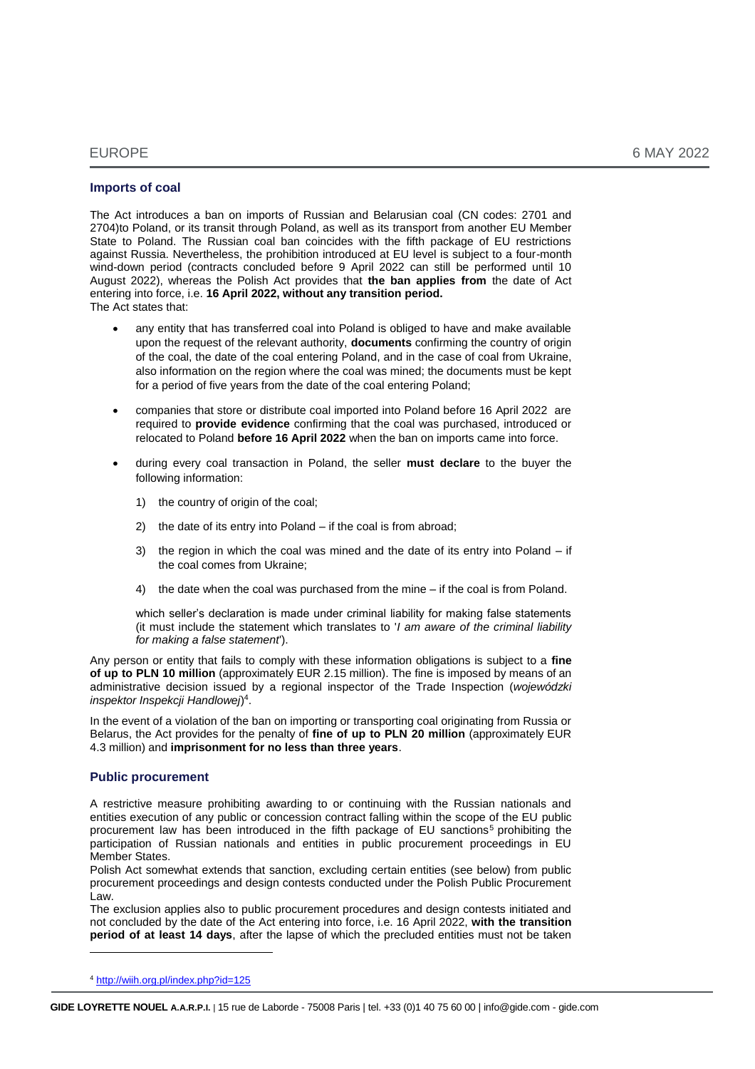## Imports of coal

The Act introduces a ban on imports of Russian and Belarusian coal (CN codes: 2701 and 2704)to Poland, or its transit through Poland, as well as its transport from another EU Member State to Poland. The Russian coal ban coincides with the fifth package of EU restrictions against Russia. Nevertheless, the prohibition introduced at EU level is subject to a four-month wind-down period (contracts concluded before 9 April 2022 can still be performed until 10 August 2022), whereas the Polish Act provides that **the ban applies from** the date of Act entering into force, i.e. **16 April 2022, without any transition period.**
The Act states that:

- any entity that has transferred coal into Poland is obliged to have and make available upon the request of the relevant authority, **documents** confirming the country of origin of the coal, the date of the coal entering Poland, and in the case of coal from Ukraine, also information on the region where the coal was mined; the documents must be kept for a period of five years from the date of the coal entering Poland;

- companies that store or distribute coal imported into Poland before 16 April 2022 are required to **provide evidence** confirming that the coal was purchased, introduced or relocated to Poland **before 16 April 2022** when the ban on imports came into force.

- during every coal transaction in Poland, the seller **must declare** to the buyer the following information:

  1) the country of origin of the coal;

  2) the date of its entry into Poland – if the coal is from abroad;

  3) the region in which the coal was mined and the date of its entry into Poland – if the coal comes from Ukraine;

  4) the date when the coal was purchased from the mine – if the coal is from Poland.

  which seller's declaration is made under criminal liability for making false statements (it must include the statement which translates to '*I am aware of the criminal liability for making a false statement*').

Any person or entity that fails to comply with these information obligations is subject to a **fine of up to PLN 10 million** (approximately EUR 2.15 million). The fine is imposed by means of an administrative decision issued by a regional inspector of the Trade Inspection (*wojewódzki inspektor Inspekcji Handlowej*)[4].

In the event of a violation of the ban on importing or transporting coal originating from Russia or Belarus, the Act provides for the penalty of **fine of up to PLN 20 million** (approximately EUR 4.3 million) and **imprisonment for no less than three years**.

## Public procurement

A restrictive measure prohibiting awarding to or continuing with the Russian nationals and entities execution of any public or concession contract falling within the scope of the EU public procurement law has been introduced in the fifth package of EU sanctions[5] prohibiting the participation of Russian nationals and entities in public procurement proceedings in EU Member States.
Polish Act somewhat extends that sanction, excluding certain entities (see below) from public procurement proceedings and design contests conducted under the Polish Public Procurement Law.
The exclusion applies also to public procurement procedures and design contests initiated and not concluded by the date of the Act entering into force, i.e. 16 April 2022, **with the transition period of at least 14 days**, after the lapse of which the precluded entities must not be taken

[4] http://wiih.org.pl/index.php?id=125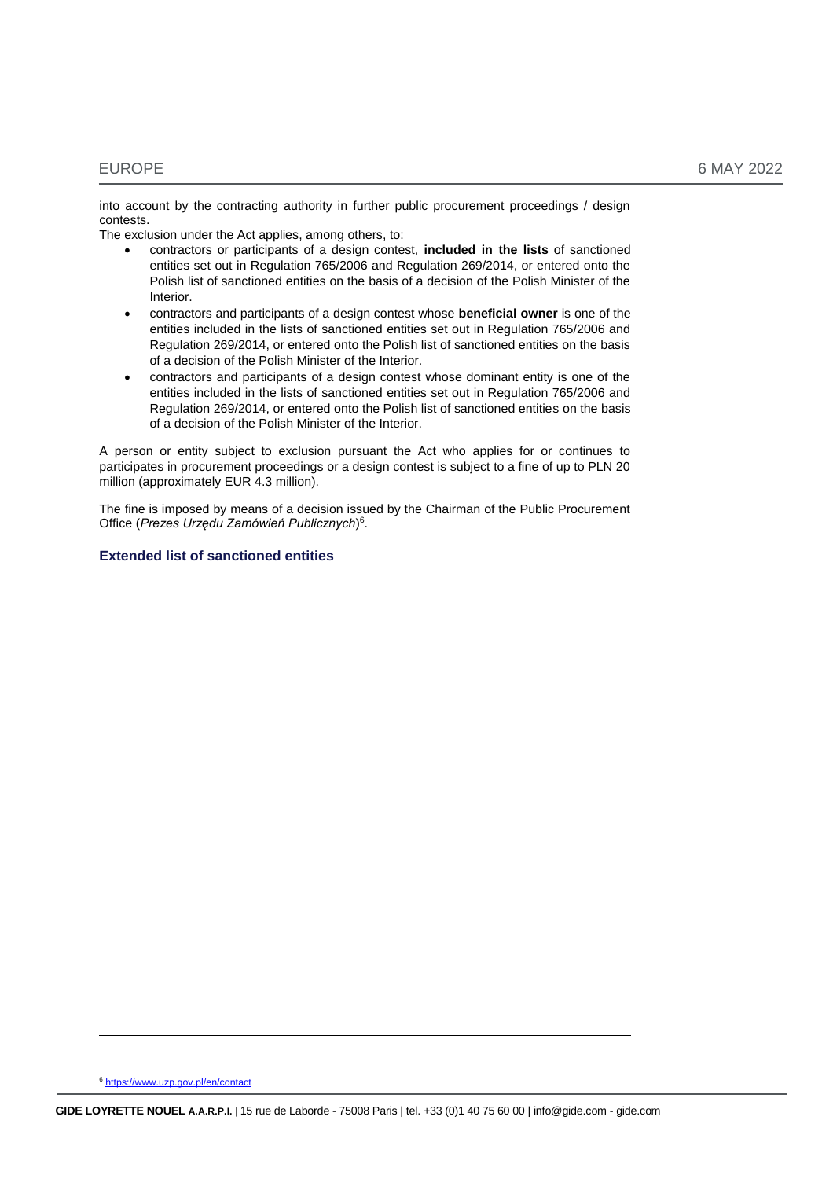into account by the contracting authority in further public procurement proceedings / design contests.

The exclusion under the Act applies, among others, to:

- contractors or participants of a design contest, **included in the lists** of sanctioned entities set out in Regulation 765/2006 and Regulation 269/2014, or entered onto the Polish list of sanctioned entities on the basis of a decision of the Polish Minister of the Interior.
- contractors and participants of a design contest whose **beneficial owner** is one of the entities included in the lists of sanctioned entities set out in Regulation 765/2006 and Regulation 269/2014, or entered onto the Polish list of sanctioned entities on the basis of a decision of the Polish Minister of the Interior.
- contractors and participants of a design contest whose dominant entity is one of the entities included in the lists of sanctioned entities set out in Regulation 765/2006 and Regulation 269/2014, or entered onto the Polish list of sanctioned entities on the basis of a decision of the Polish Minister of the Interior.

A person or entity subject to exclusion pursuant the Act who applies for or continues to participates in procurement proceedings or a design contest is subject to a fine of up to PLN 20 million (approximately EUR 4.3 million).

The fine is imposed by means of a decision issued by the Chairman of the Public Procurement Office (*Prezes Urzędu Zamówień Publicznych*)[6].

### Extended list of sanctioned entities

---

[6] https://www.uzp.gov.pl/en/contact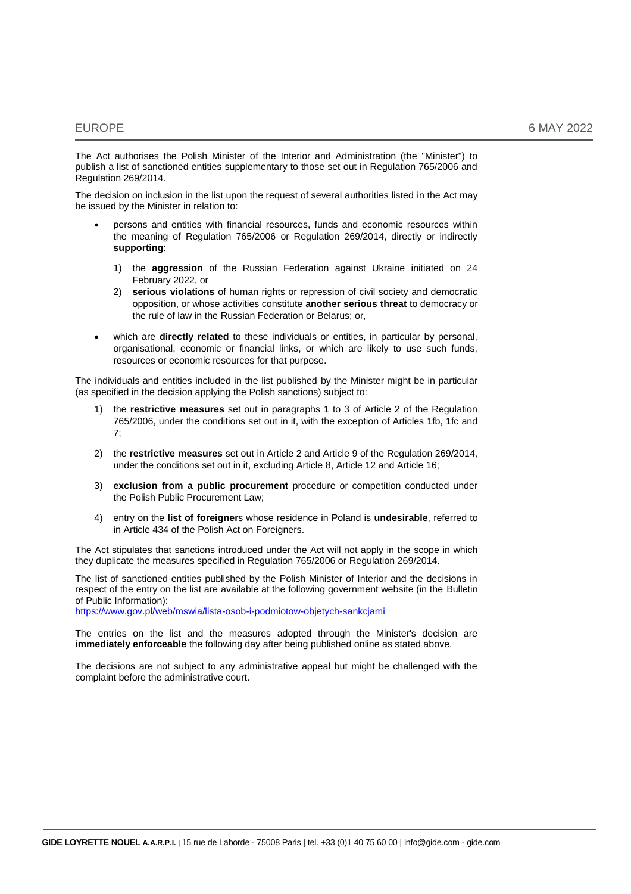The Act authorises the Polish Minister of the Interior and Administration (the "Minister") to publish a list of sanctioned entities supplementary to those set out in Regulation 765/2006 and Regulation 269/2014.

The decision on inclusion in the list upon the request of several authorities listed in the Act may be issued by the Minister in relation to:

- persons and entities with financial resources, funds and economic resources within the meaning of Regulation 765/2006 or Regulation 269/2014, directly or indirectly **supporting**:
  1) the **aggression** of the Russian Federation against Ukraine initiated on 24 February 2022, or
  2) **serious violations** of human rights or repression of civil society and democratic opposition, or whose activities constitute **another serious threat** to democracy or the rule of law in the Russian Federation or Belarus; or,
- which are **directly related** to these individuals or entities, in particular by personal, organisational, economic or financial links, or which are likely to use such funds, resources or economic resources for that purpose.

The individuals and entities included in the list published by the Minister might be in particular (as specified in the decision applying the Polish sanctions) subject to:

1) the **restrictive measures** set out in paragraphs 1 to 3 of Article 2 of the Regulation 765/2006, under the conditions set out in it, with the exception of Articles 1fb, 1fc and 7;
2) the **restrictive measures** set out in Article 2 and Article 9 of the Regulation 269/2014, under the conditions set out in it, excluding Article 8, Article 12 and Article 16;
3) **exclusion from a public procurement** procedure or competition conducted under the Polish Public Procurement Law;
4) entry on the **list of foreigner**s whose residence in Poland is **undesirable**, referred to in Article 434 of the Polish Act on Foreigners.

The Act stipulates that sanctions introduced under the Act will not apply in the scope in which they duplicate the measures specified in Regulation 765/2006 or Regulation 269/2014.

The list of sanctioned entities published by the Polish Minister of Interior and the decisions in respect of the entry on the list are available at the following government website (in the Bulletin of Public Information):
https://www.gov.pl/web/mswia/lista-osob-i-podmiotow-objetych-sankcjami

The entries on the list and the measures adopted through the Minister's decision are **immediately enforceable** the following day after being published online as stated above.

The decisions are not subject to any administrative appeal but might be challenged with the complaint before the administrative court.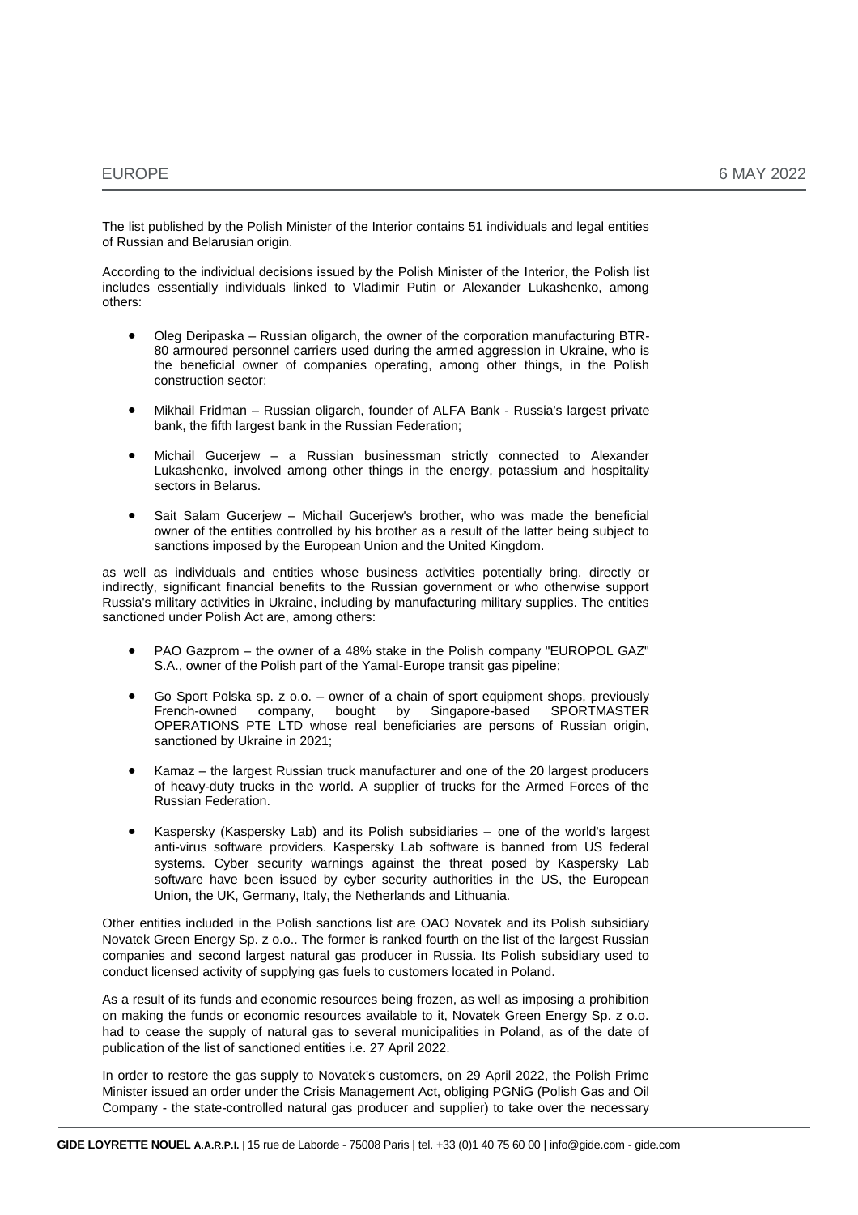The list published by the Polish Minister of the Interior contains 51 individuals and legal entities of Russian and Belarusian origin.

According to the individual decisions issued by the Polish Minister of the Interior, the Polish list includes essentially individuals linked to Vladimir Putin or Alexander Lukashenko, among others:

- Oleg Deripaska – Russian oligarch, the owner of the corporation manufacturing BTR-80 armoured personnel carriers used during the armed aggression in Ukraine, who is the beneficial owner of companies operating, among other things, in the Polish construction sector;
- Mikhail Fridman – Russian oligarch, founder of ALFA Bank - Russia's largest private bank, the fifth largest bank in the Russian Federation;
- Michail Gucerjew – a Russian businessman strictly connected to Alexander Lukashenko, involved among other things in the energy, potassium and hospitality sectors in Belarus.
- Sait Salam Gucerjew – Michail Gucerjew's brother, who was made the beneficial owner of the entities controlled by his brother as a result of the latter being subject to sanctions imposed by the European Union and the United Kingdom.

as well as individuals and entities whose business activities potentially bring, directly or indirectly, significant financial benefits to the Russian government or who otherwise support Russia's military activities in Ukraine, including by manufacturing military supplies. The entities sanctioned under Polish Act are, among others:

- PAO Gazprom – the owner of a 48% stake in the Polish company "EUROPOL GAZ" S.A., owner of the Polish part of the Yamal-Europe transit gas pipeline;
- Go Sport Polska sp. z o.o. – owner of a chain of sport equipment shops, previously French-owned company, bought by Singapore-based SPORTMASTER OPERATIONS PTE LTD whose real beneficiaries are persons of Russian origin, sanctioned by Ukraine in 2021;
- Kamaz – the largest Russian truck manufacturer and one of the 20 largest producers of heavy-duty trucks in the world. A supplier of trucks for the Armed Forces of the Russian Federation.
- Kaspersky (Kaspersky Lab) and its Polish subsidiaries – one of the world's largest anti-virus software providers. Kaspersky Lab software is banned from US federal systems. Cyber security warnings against the threat posed by Kaspersky Lab software have been issued by cyber security authorities in the US, the European Union, the UK, Germany, Italy, the Netherlands and Lithuania.

Other entities included in the Polish sanctions list are OAO Novatek and its Polish subsidiary Novatek Green Energy Sp. z o.o.. The former is ranked fourth on the list of the largest Russian companies and second largest natural gas producer in Russia. Its Polish subsidiary used to conduct licensed activity of supplying gas fuels to customers located in Poland.

As a result of its funds and economic resources being frozen, as well as imposing a prohibition on making the funds or economic resources available to it, Novatek Green Energy Sp. z o.o. had to cease the supply of natural gas to several municipalities in Poland, as of the date of publication of the list of sanctioned entities i.e. 27 April 2022.

In order to restore the gas supply to Novatek's customers, on 29 April 2022, the Polish Prime Minister issued an order under the Crisis Management Act, obliging PGNiG (Polish Gas and Oil Company - the state-controlled natural gas producer and supplier) to take over the necessary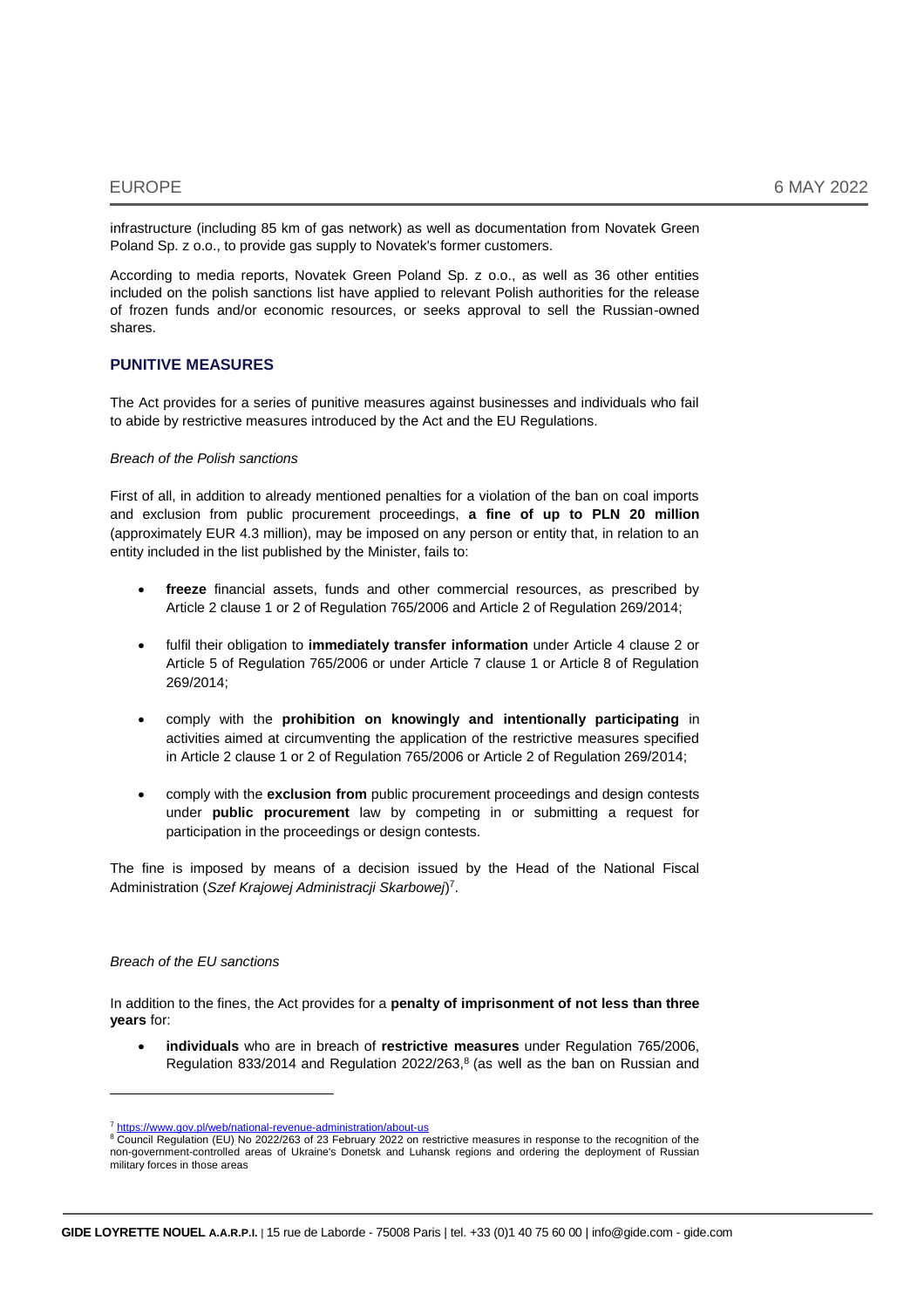infrastructure (including 85 km of gas network) as well as documentation from Novatek Green Poland Sp. z o.o., to provide gas supply to Novatek's former customers.

According to media reports, Novatek Green Poland Sp. z o.o., as well as 36 other entities included on the polish sanctions list have applied to relevant Polish authorities for the release of frozen funds and/or economic resources, or seeks approval to sell the Russian-owned shares.

## PUNITIVE MEASURES

The Act provides for a series of punitive measures against businesses and individuals who fail to abide by restrictive measures introduced by the Act and the EU Regulations.

*Breach of the Polish sanctions*

First of all, in addition to already mentioned penalties for a violation of the ban on coal imports and exclusion from public procurement proceedings, **a fine of up to PLN 20 million** (approximately EUR 4.3 million), may be imposed on any person or entity that, in relation to an entity included in the list published by the Minister, fails to:

- **freeze** financial assets, funds and other commercial resources, as prescribed by Article 2 clause 1 or 2 of Regulation 765/2006 and Article 2 of Regulation 269/2014;
- fulfil their obligation to **immediately transfer information** under Article 4 clause 2 or Article 5 of Regulation 765/2006 or under Article 7 clause 1 or Article 8 of Regulation 269/2014;
- comply with the **prohibition on knowingly and intentionally participating** in activities aimed at circumventing the application of the restrictive measures specified in Article 2 clause 1 or 2 of Regulation 765/2006 or Article 2 of Regulation 269/2014;
- comply with the **exclusion from** public procurement proceedings and design contests under **public procurement** law by competing in or submitting a request for participation in the proceedings or design contests.

The fine is imposed by means of a decision issued by the Head of the National Fiscal Administration (*Szef Krajowej Administracji Skarbowej*)[7].

*Breach of the EU sanctions*

In addition to the fines, the Act provides for a **penalty of imprisonment of not less than three years** for:

- **individuals** who are in breach of **restrictive measures** under Regulation 765/2006, Regulation 833/2014 and Regulation 2022/263,[8] (as well as the ban on Russian and

---

[7] https://www.gov.pl/web/national-revenue-administration/about-us

[8] Council Regulation (EU) No 2022/263 of 23 February 2022 on restrictive measures in response to the recognition of the non-government-controlled areas of Ukraine's Donetsk and Luhansk regions and ordering the deployment of Russian military forces in those areas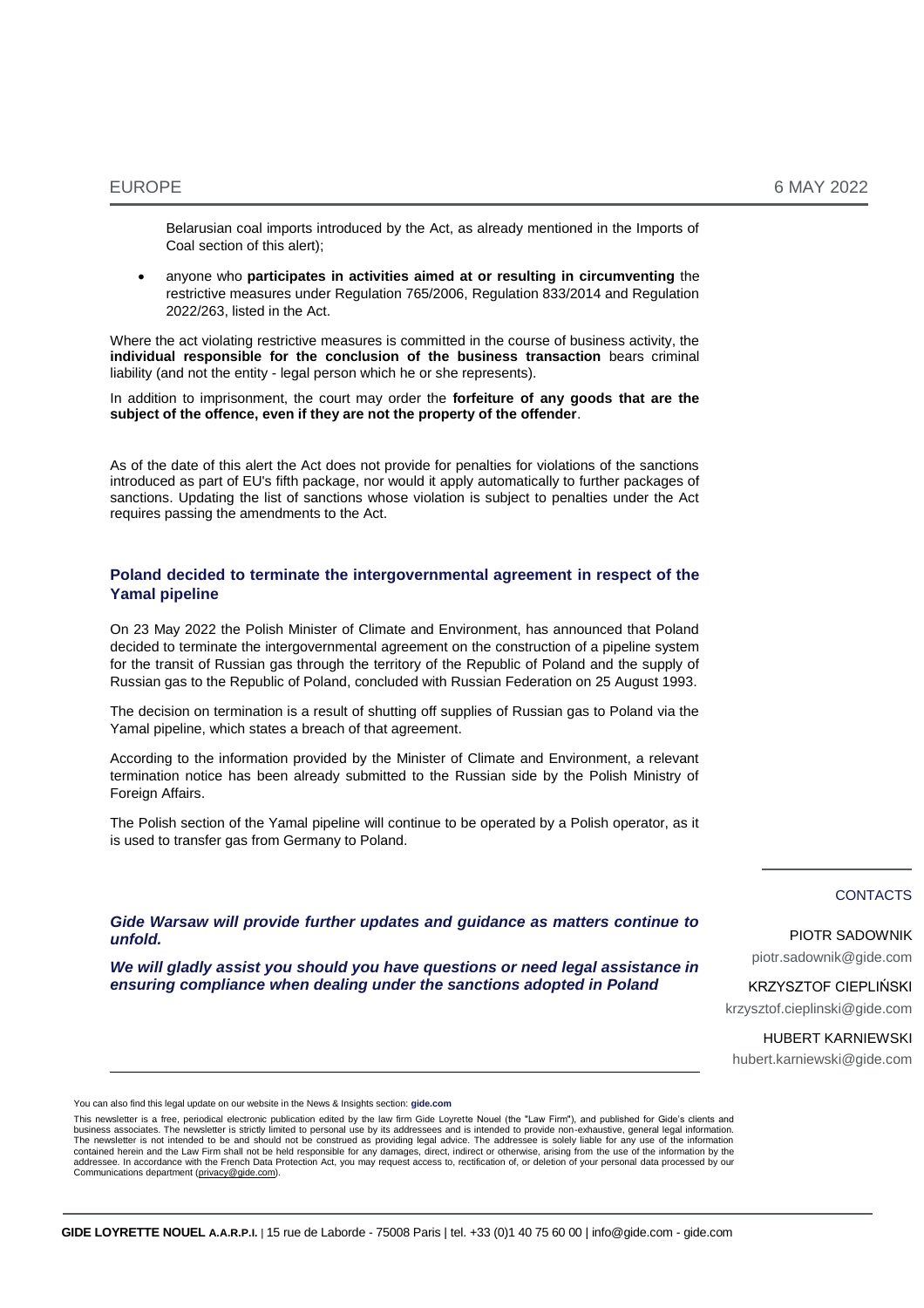Belarusian coal imports introduced by the Act, as already mentioned in the Imports of Coal section of this alert);

- anyone who **participates in activities aimed at or resulting in circumventing** the restrictive measures under Regulation 765/2006, Regulation 833/2014 and Regulation 2022/263, listed in the Act.

Where the act violating restrictive measures is committed in the course of business activity, the **individual responsible for the conclusion of the business transaction** bears criminal liability (and not the entity - legal person which he or she represents).

In addition to imprisonment, the court may order the **forfeiture of any goods that are the subject of the offence, even if they are not the property of the offender**.

As of the date of this alert the Act does not provide for penalties for violations of the sanctions introduced as part of EU's fifth package, nor would it apply automatically to further packages of sanctions. Updating the list of sanctions whose violation is subject to penalties under the Act requires passing the amendments to the Act.

## Poland decided to terminate the intergovernmental agreement in respect of the Yamal pipeline

On 23 May 2022 the Polish Minister of Climate and Environment, has announced that Poland decided to terminate the intergovernmental agreement on the construction of a pipeline system for the transit of Russian gas through the territory of the Republic of Poland and the supply of Russian gas to the Republic of Poland, concluded with Russian Federation on 25 August 1993.

The decision on termination is a result of shutting off supplies of Russian gas to Poland via the Yamal pipeline, which states a breach of that agreement.

According to the information provided by the Minister of Climate and Environment, a relevant termination notice has been already submitted to the Russian side by the Polish Ministry of Foreign Affairs.

The Polish section of the Yamal pipeline will continue to be operated by a Polish operator, as it is used to transfer gas from Germany to Poland.

***Gide Warsaw will provide further updates and guidance as matters continue to unfold.***

***We will gladly assist you should you have questions or need legal assistance in ensuring compliance when dealing under the sanctions adopted in Poland***

CONTACTS

PIOTR SADOWNIK
piotr.sadownik@gide.com

KRZYSZTOF CIEPLIŃSKI
krzysztof.cieplinski@gide.com

HUBERT KARNIEWSKI
hubert.karniewski@gide.com

You can also find this legal update on our website in the News & Insights section: **gide.com**

This newsletter is a free, periodical electronic publication edited by the law firm Gide Loyrette Nouel (the "Law Firm"), and published for Gide's clients and business associates. The newsletter is strictly limited to personal use by its addressees and is intended to provide non-exhaustive, general legal information. The newsletter is not intended to be and should not be construed as providing legal advice. The addressee is solely liable for any use of the information contained herein and the Law Firm shall not be held responsible for any damages, direct, indirect or otherwise, arising from the use of the information by the addressee. In accordance with the French Data Protection Act, you may request access to, rectification of, or deletion of your personal data processed by our Communications department (privacy@gide.com).

**GIDE LOYRETTE NOUEL A.A.R.P.I.** | 15 rue de Laborde - 75008 Paris | tel. +33 (0)1 40 75 60 00 | info@gide.com - gide.com